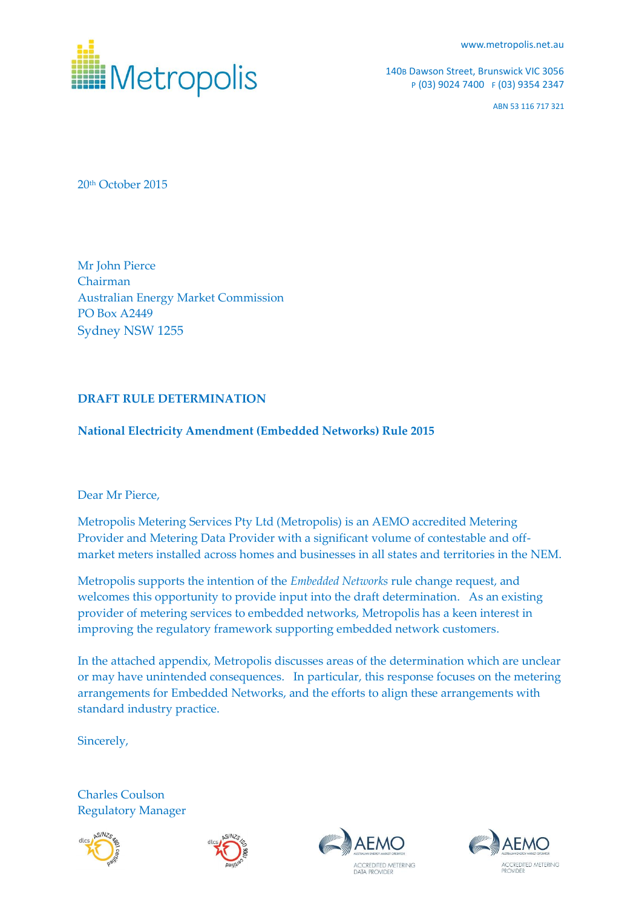Metropolis

www.metropolis.net.au

140B Dawson Street, Brunswick VIC 3056
P (03) 9024 7400 F (03) 9354 2347

ABN 53 116 717 321

20th October 2015

Mr John Pierce
Chairman
Australian Energy Market Commission
PO Box A2449
Sydney NSW 1255

**DRAFT RULE DETERMINATION**

**National Electricity Amendment (Embedded Networks) Rule 2015**

Dear Mr Pierce,

Metropolis Metering Services Pty Ltd (Metropolis) is an AEMO accredited Metering Provider and Metering Data Provider with a significant volume of contestable and off-market meters installed across homes and businesses in all states and territories in the NEM.

Metropolis supports the intention of the *Embedded Networks* rule change request, and welcomes this opportunity to provide input into the draft determination. As an existing provider of metering services to embedded networks, Metropolis has a keen interest in improving the regulatory framework supporting embedded network customers.

In the attached appendix, Metropolis discusses areas of the determination which are unclear or may have unintended consequences. In particular, this response focuses on the metering arrangements for Embedded Networks, and the efforts to align these arrangements with standard industry practice.

Sincerely,

Charles Coulson
Regulatory Manager

AEMO ACCREDITED METERING DATA PROVIDER

AEMO ACCREDITED METERING PROVIDER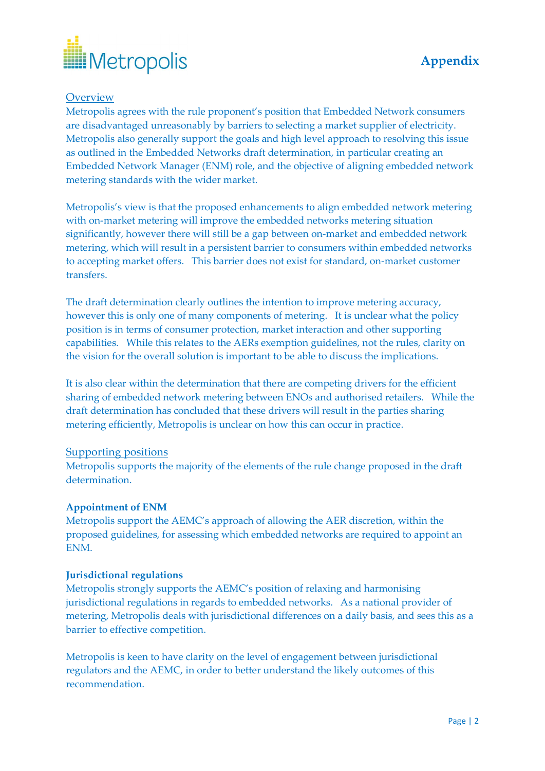# Appendix

## Overview

Metropolis agrees with the rule proponent's position that Embedded Network consumers are disadvantaged unreasonably by barriers to selecting a market supplier of electricity. Metropolis also generally support the goals and high level approach to resolving this issue as outlined in the Embedded Networks draft determination, in particular creating an Embedded Network Manager (ENM) role, and the objective of aligning embedded network metering standards with the wider market.

Metropolis's view is that the proposed enhancements to align embedded network metering with on-market metering will improve the embedded networks metering situation significantly, however there will still be a gap between on-market and embedded network metering, which will result in a persistent barrier to consumers within embedded networks to accepting market offers. This barrier does not exist for standard, on-market customer transfers.

The draft determination clearly outlines the intention to improve metering accuracy, however this is only one of many components of metering. It is unclear what the policy position is in terms of consumer protection, market interaction and other supporting capabilities. While this relates to the AERs exemption guidelines, not the rules, clarity on the vision for the overall solution is important to be able to discuss the implications.

It is also clear within the determination that there are competing drivers for the efficient sharing of embedded network metering between ENOs and authorised retailers. While the draft determination has concluded that these drivers will result in the parties sharing metering efficiently, Metropolis is unclear on how this can occur in practice.

## Supporting positions

Metropolis supports the majority of the elements of the rule change proposed in the draft determination.

### Appointment of ENM

Metropolis support the AEMC's approach of allowing the AER discretion, within the proposed guidelines, for assessing which embedded networks are required to appoint an ENM.

### Jurisdictional regulations

Metropolis strongly supports the AEMC's position of relaxing and harmonising jurisdictional regulations in regards to embedded networks. As a national provider of metering, Metropolis deals with jurisdictional differences on a daily basis, and sees this as a barrier to effective competition.

Metropolis is keen to have clarity on the level of engagement between jurisdictional regulators and the AEMC, in order to better understand the likely outcomes of this recommendation.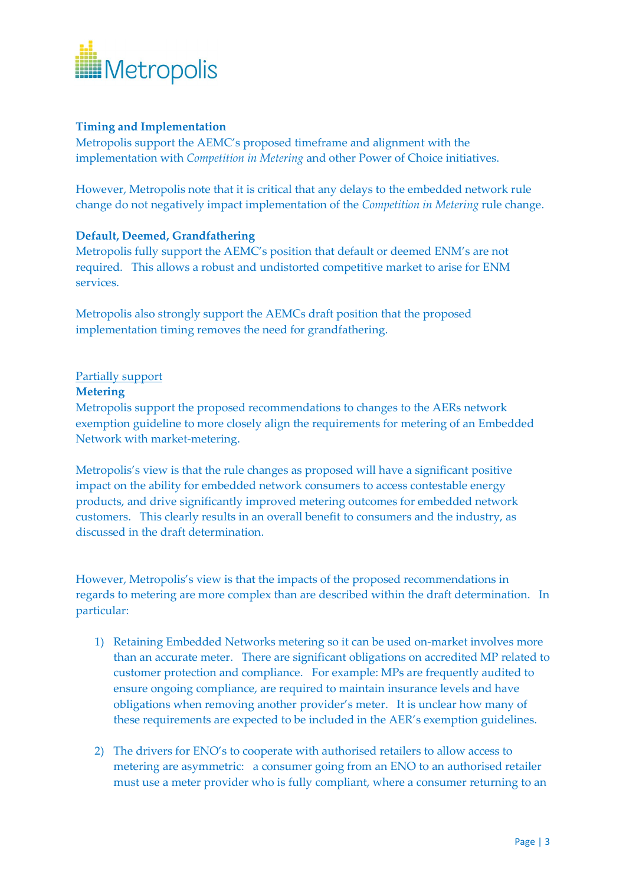**Timing and Implementation**

Metropolis support the AEMC's proposed timeframe and alignment with the implementation with *Competition in Metering* and other Power of Choice initiatives.

However, Metropolis note that it is critical that any delays to the embedded network rule change do not negatively impact implementation of the *Competition in Metering* rule change.

**Default, Deemed, Grandfathering**

Metropolis fully support the AEMC's position that default or deemed ENM's are not required. This allows a robust and undistorted competitive market to arise for ENM services.

Metropolis also strongly support the AEMCs draft position that the proposed implementation timing removes the need for grandfathering.

<u>Partially support</u>

**Metering**

Metropolis support the proposed recommendations to changes to the AERs network exemption guideline to more closely align the requirements for metering of an Embedded Network with market-metering.

Metropolis's view is that the rule changes as proposed will have a significant positive impact on the ability for embedded network consumers to access contestable energy products, and drive significantly improved metering outcomes for embedded network customers. This clearly results in an overall benefit to consumers and the industry, as discussed in the draft determination.

However, Metropolis's view is that the impacts of the proposed recommendations in regards to metering are more complex than are described within the draft determination. In particular:

1) Retaining Embedded Networks metering so it can be used on-market involves more than an accurate meter. There are significant obligations on accredited MP related to customer protection and compliance. For example: MPs are frequently audited to ensure ongoing compliance, are required to maintain insurance levels and have obligations when removing another provider's meter. It is unclear how many of these requirements are expected to be included in the AER's exemption guidelines.

2) The drivers for ENO's to cooperate with authorised retailers to allow access to metering are asymmetric: a consumer going from an ENO to an authorised retailer must use a meter provider who is fully compliant, where a consumer returning to an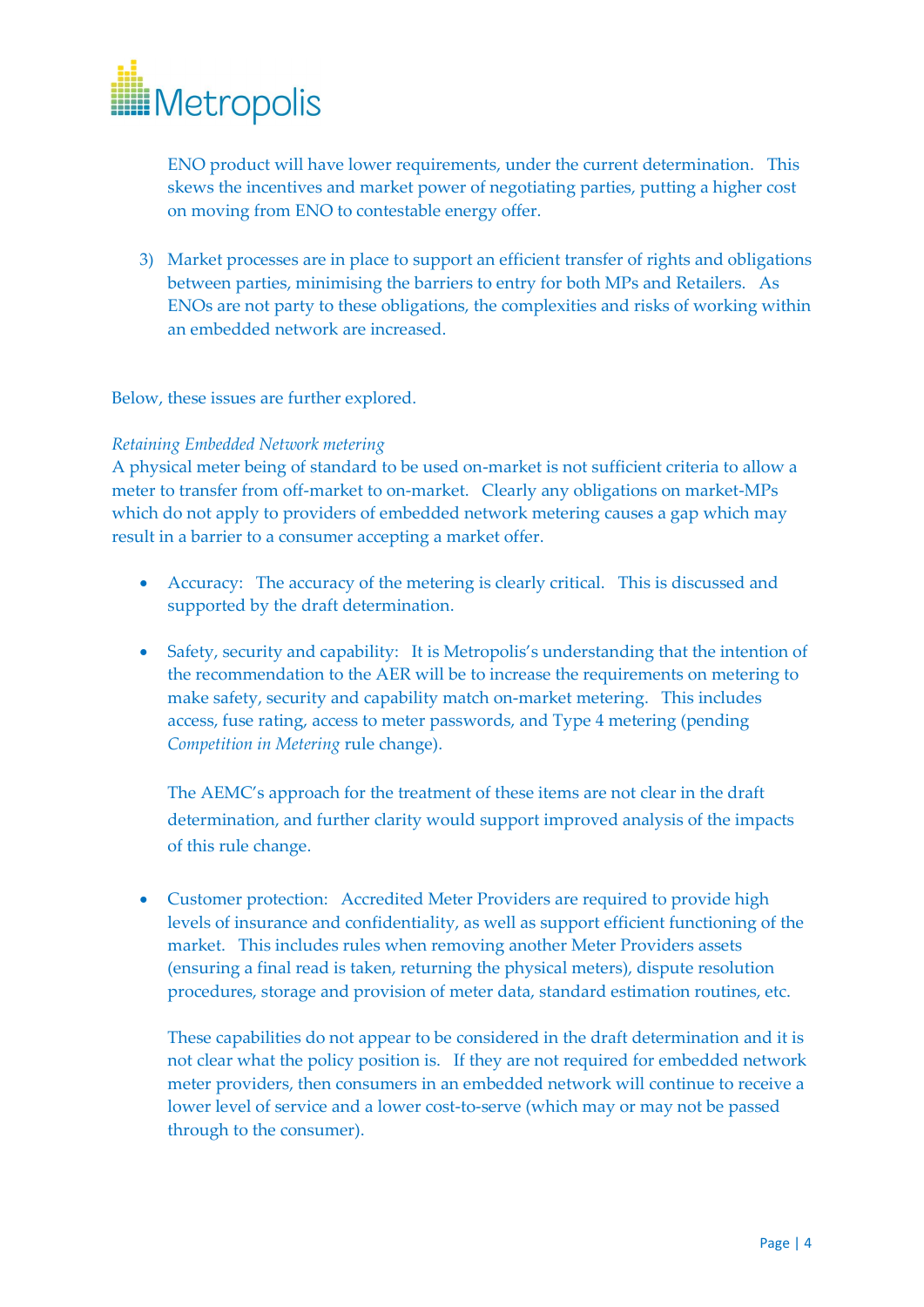ENO product will have lower requirements, under the current determination. This skews the incentives and market power of negotiating parties, putting a higher cost on moving from ENO to contestable energy offer.

3) Market processes are in place to support an efficient transfer of rights and obligations between parties, minimising the barriers to entry for both MPs and Retailers. As ENOs are not party to these obligations, the complexities and risks of working within an embedded network are increased.

Below, these issues are further explored.

*Retaining Embedded Network metering*

A physical meter being of standard to be used on-market is not sufficient criteria to allow a meter to transfer from off-market to on-market. Clearly any obligations on market-MPs which do not apply to providers of embedded network metering causes a gap which may result in a barrier to a consumer accepting a market offer.

- Accuracy: The accuracy of the metering is clearly critical. This is discussed and supported by the draft determination.

- Safety, security and capability: It is Metropolis's understanding that the intention of the recommendation to the AER will be to increase the requirements on metering to make safety, security and capability match on-market metering. This includes access, fuse rating, access to meter passwords, and Type 4 metering (pending *Competition in Metering* rule change).

  The AEMC's approach for the treatment of these items are not clear in the draft determination, and further clarity would support improved analysis of the impacts of this rule change.

- Customer protection: Accredited Meter Providers are required to provide high levels of insurance and confidentiality, as well as support efficient functioning of the market. This includes rules when removing another Meter Providers assets (ensuring a final read is taken, returning the physical meters), dispute resolution procedures, storage and provision of meter data, standard estimation routines, etc.

  These capabilities do not appear to be considered in the draft determination and it is not clear what the policy position is. If they are not required for embedded network meter providers, then consumers in an embedded network will continue to receive a lower level of service and a lower cost-to-serve (which may or may not be passed through to the consumer).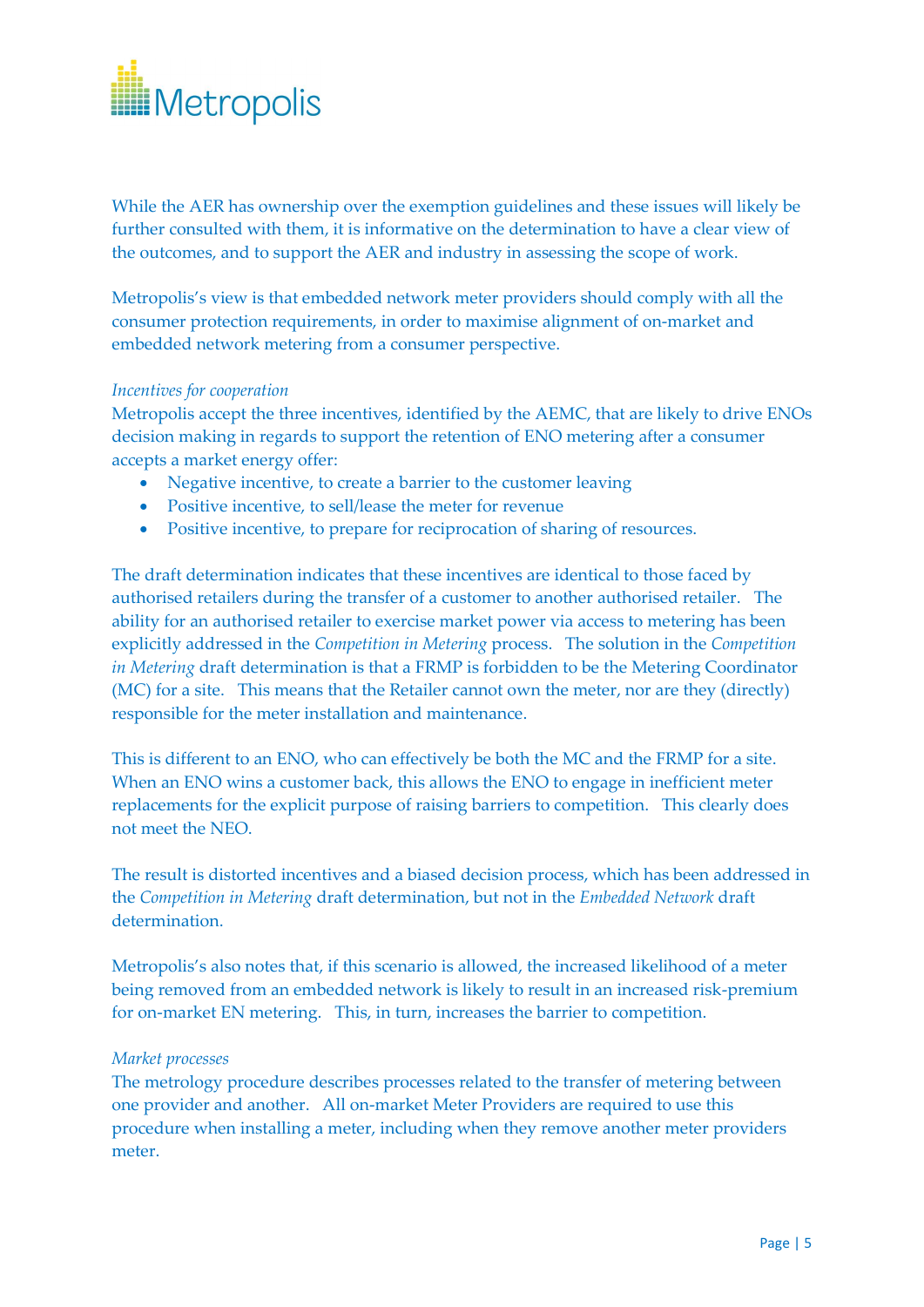While the AER has ownership over the exemption guidelines and these issues will likely be further consulted with them, it is informative on the determination to have a clear view of the outcomes, and to support the AER and industry in assessing the scope of work.

Metropolis's view is that embedded network meter providers should comply with all the consumer protection requirements, in order to maximise alignment of on-market and embedded network metering from a consumer perspective.

*Incentives for cooperation*

Metropolis accept the three incentives, identified by the AEMC, that are likely to drive ENOs decision making in regards to support the retention of ENO metering after a consumer accepts a market energy offer:

- Negative incentive, to create a barrier to the customer leaving
- Positive incentive, to sell/lease the meter for revenue
- Positive incentive, to prepare for reciprocation of sharing of resources.

The draft determination indicates that these incentives are identical to those faced by authorised retailers during the transfer of a customer to another authorised retailer. The ability for an authorised retailer to exercise market power via access to metering has been explicitly addressed in the *Competition in Metering* process. The solution in the *Competition in Metering* draft determination is that a FRMP is forbidden to be the Metering Coordinator (MC) for a site. This means that the Retailer cannot own the meter, nor are they (directly) responsible for the meter installation and maintenance.

This is different to an ENO, who can effectively be both the MC and the FRMP for a site. When an ENO wins a customer back, this allows the ENO to engage in inefficient meter replacements for the explicit purpose of raising barriers to competition. This clearly does not meet the NEO.

The result is distorted incentives and a biased decision process, which has been addressed in the *Competition in Metering* draft determination, but not in the *Embedded Network* draft determination.

Metropolis's also notes that, if this scenario is allowed, the increased likelihood of a meter being removed from an embedded network is likely to result in an increased risk-premium for on-market EN metering. This, in turn, increases the barrier to competition.

*Market processes*

The metrology procedure describes processes related to the transfer of metering between one provider and another. All on-market Meter Providers are required to use this procedure when installing a meter, including when they remove another meter providers meter.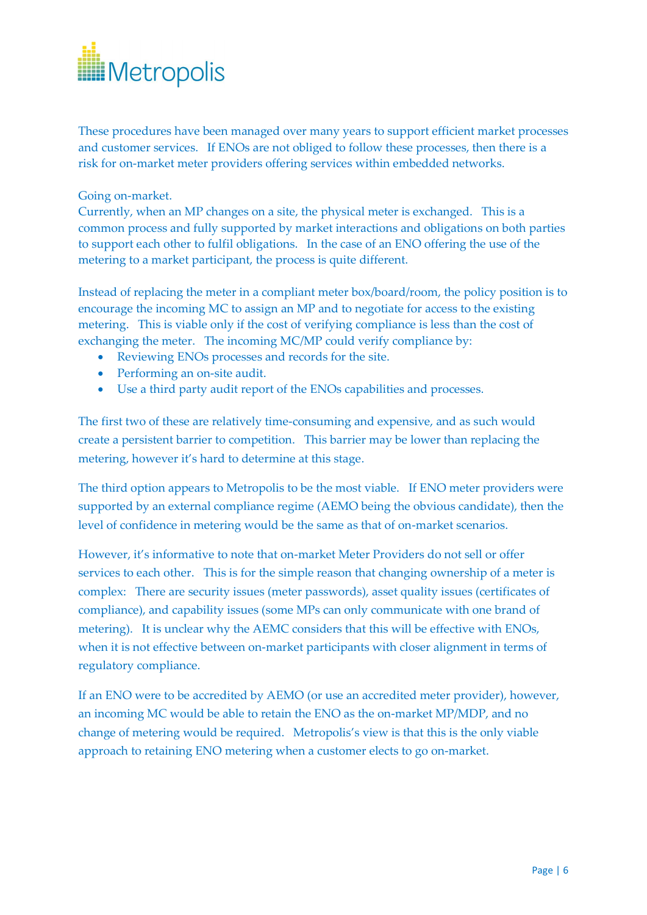These procedures have been managed over many years to support efficient market processes and customer services. If ENOs are not obliged to follow these processes, then there is a risk for on-market meter providers offering services within embedded networks.

Going on-market.

Currently, when an MP changes on a site, the physical meter is exchanged. This is a common process and fully supported by market interactions and obligations on both parties to support each other to fulfil obligations. In the case of an ENO offering the use of the metering to a market participant, the process is quite different.

Instead of replacing the meter in a compliant meter box/board/room, the policy position is to encourage the incoming MC to assign an MP and to negotiate for access to the existing metering. This is viable only if the cost of verifying compliance is less than the cost of exchanging the meter. The incoming MC/MP could verify compliance by:

- Reviewing ENOs processes and records for the site.
- Performing an on-site audit.
- Use a third party audit report of the ENOs capabilities and processes.

The first two of these are relatively time-consuming and expensive, and as such would create a persistent barrier to competition. This barrier may be lower than replacing the metering, however it's hard to determine at this stage.

The third option appears to Metropolis to be the most viable. If ENO meter providers were supported by an external compliance regime (AEMO being the obvious candidate), then the level of confidence in metering would be the same as that of on-market scenarios.

However, it's informative to note that on-market Meter Providers do not sell or offer services to each other. This is for the simple reason that changing ownership of a meter is complex: There are security issues (meter passwords), asset quality issues (certificates of compliance), and capability issues (some MPs can only communicate with one brand of metering). It is unclear why the AEMC considers that this will be effective with ENOs, when it is not effective between on-market participants with closer alignment in terms of regulatory compliance.

If an ENO were to be accredited by AEMO (or use an accredited meter provider), however, an incoming MC would be able to retain the ENO as the on-market MP/MDP, and no change of metering would be required. Metropolis's view is that this is the only viable approach to retaining ENO metering when a customer elects to go on-market.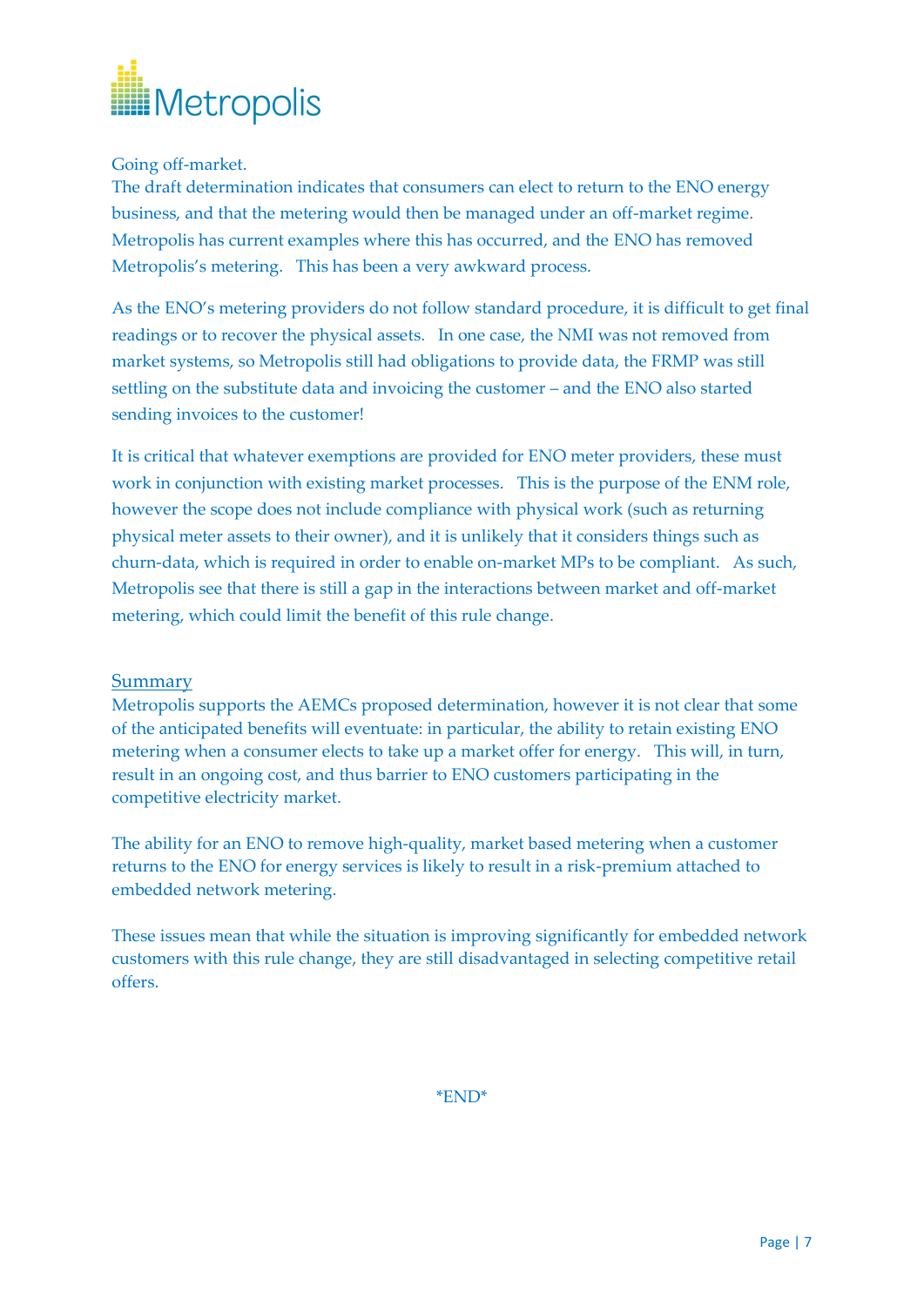Going off-market.

The draft determination indicates that consumers can elect to return to the ENO energy business, and that the metering would then be managed under an off-market regime. Metropolis has current examples where this has occurred, and the ENO has removed Metropolis's metering. This has been a very awkward process.

As the ENO's metering providers do not follow standard procedure, it is difficult to get final readings or to recover the physical assets. In one case, the NMI was not removed from market systems, so Metropolis still had obligations to provide data, the FRMP was still settling on the substitute data and invoicing the customer – and the ENO also started sending invoices to the customer!

It is critical that whatever exemptions are provided for ENO meter providers, these must work in conjunction with existing market processes. This is the purpose of the ENM role, however the scope does not include compliance with physical work (such as returning physical meter assets to their owner), and it is unlikely that it considers things such as churn-data, which is required in order to enable on-market MPs to be compliant. As such, Metropolis see that there is still a gap in the interactions between market and off-market metering, which could limit the benefit of this rule change.

## Summary

Metropolis supports the AEMCs proposed determination, however it is not clear that some of the anticipated benefits will eventuate: in particular, the ability to retain existing ENO metering when a consumer elects to take up a market offer for energy. This will, in turn, result in an ongoing cost, and thus barrier to ENO customers participating in the competitive electricity market.

The ability for an ENO to remove high-quality, market based metering when a customer returns to the ENO for energy services is likely to result in a risk-premium attached to embedded network metering.

These issues mean that while the situation is improving significantly for embedded network customers with this rule change, they are still disadvantaged in selecting competitive retail offers.

*END*